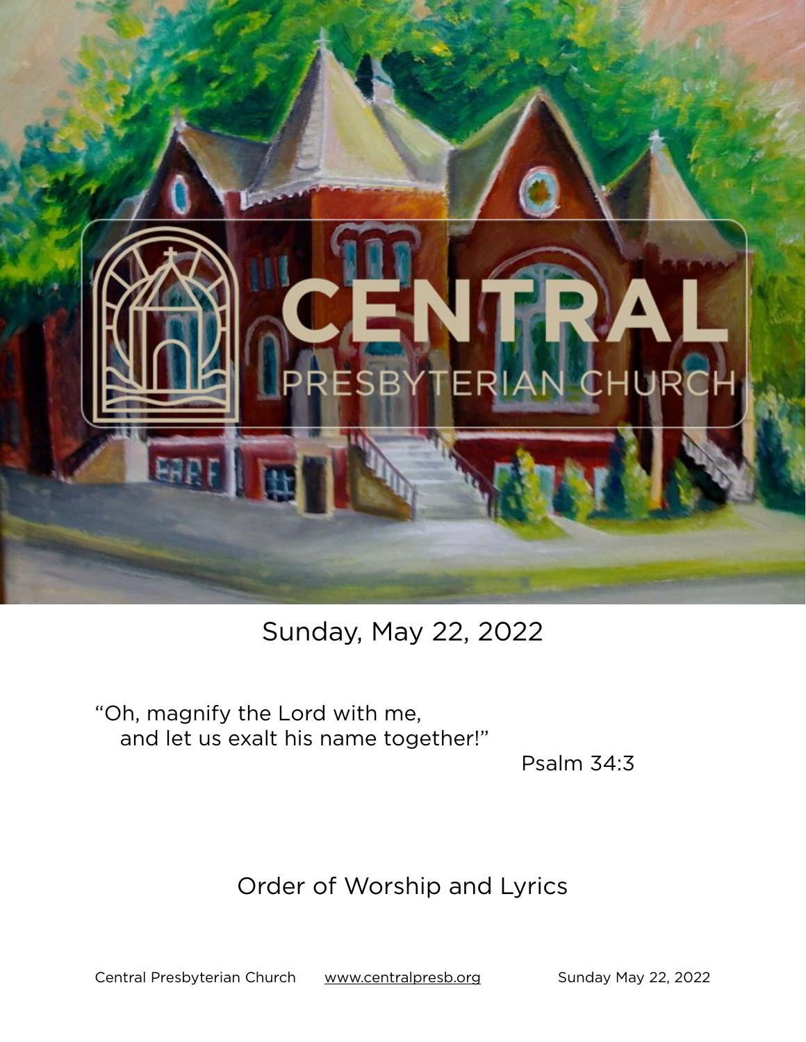# CENTRAL

## PRESBYTERIAN CHURCH

Sunday, May 22, 2022

"Oh, magnify the Lord with me,
and let us exalt his name together!"

Psalm 34:3

Order of Worship and Lyrics

Central Presbyterian Church www.centralpresb.org Sunday May 22, 2022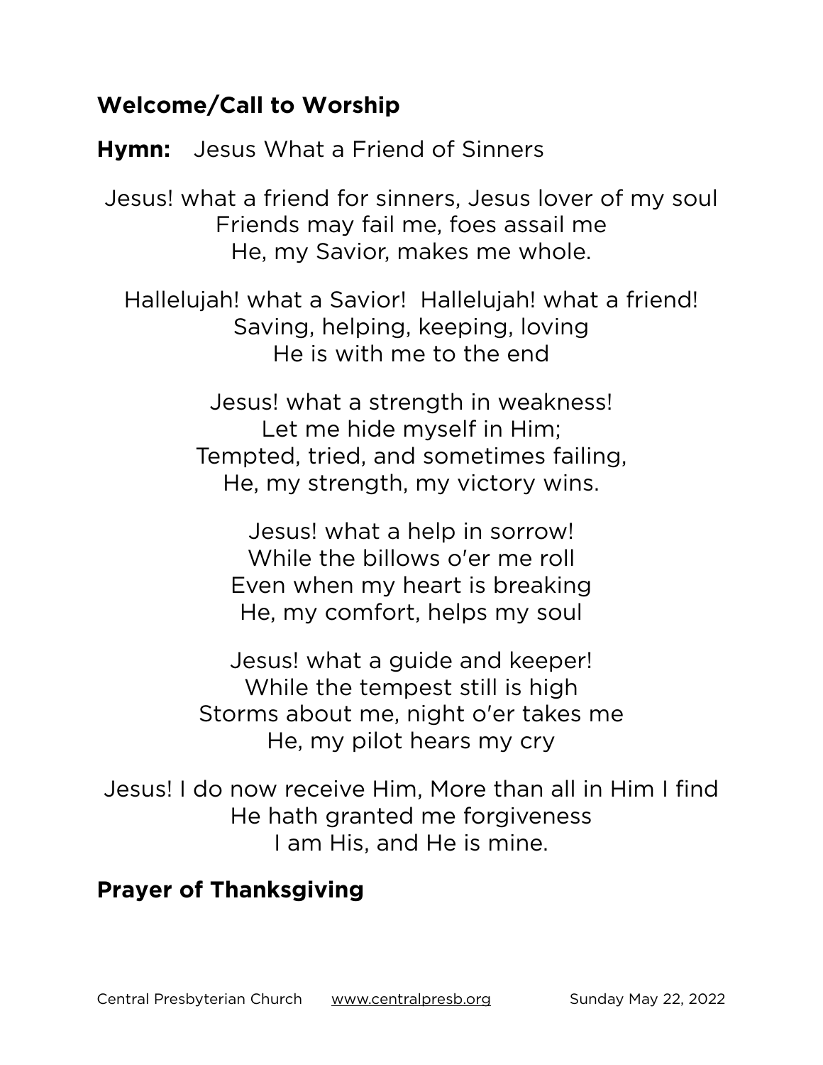## Welcome/Call to Worship

**Hymn:** Jesus What a Friend of Sinners

Jesus! what a friend for sinners, Jesus lover of my soul
Friends may fail me, foes assail me
He, my Savior, makes me whole.

Hallelujah! what a Savior! Hallelujah! what a friend!
Saving, helping, keeping, loving
He is with me to the end

Jesus! what a strength in weakness!
Let me hide myself in Him;
Tempted, tried, and sometimes failing,
He, my strength, my victory wins.

Jesus! what a help in sorrow!
While the billows o'er me roll
Even when my heart is breaking
He, my comfort, helps my soul

Jesus! what a guide and keeper!
While the tempest still is high
Storms about me, night o'er takes me
He, my pilot hears my cry

Jesus! I do now receive Him, More than all in Him I find
He hath granted me forgiveness
I am His, and He is mine.

## Prayer of Thanksgiving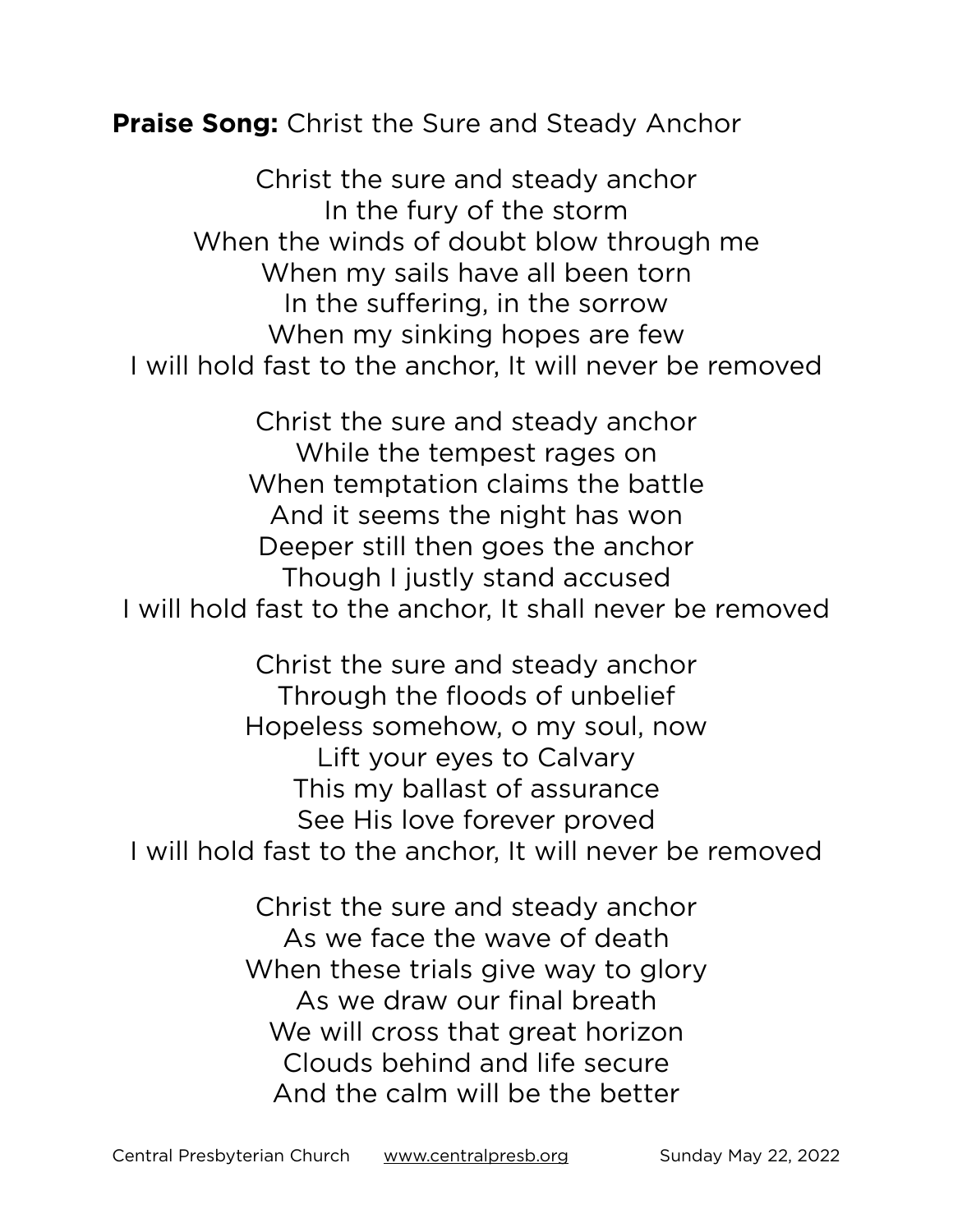**Praise Song:** Christ the Sure and Steady Anchor

Christ the sure and steady anchor
In the fury of the storm
When the winds of doubt blow through me
When my sails have all been torn
In the suffering, in the sorrow
When my sinking hopes are few
I will hold fast to the anchor, It will never be removed

Christ the sure and steady anchor
While the tempest rages on
When temptation claims the battle
And it seems the night has won
Deeper still then goes the anchor
Though I justly stand accused
I will hold fast to the anchor, It shall never be removed

Christ the sure and steady anchor
Through the floods of unbelief
Hopeless somehow, o my soul, now
Lift your eyes to Calvary
This my ballast of assurance
See His love forever proved
I will hold fast to the anchor, It will never be removed

Christ the sure and steady anchor
As we face the wave of death
When these trials give way to glory
As we draw our final breath
We will cross that great horizon
Clouds behind and life secure
And the calm will be the better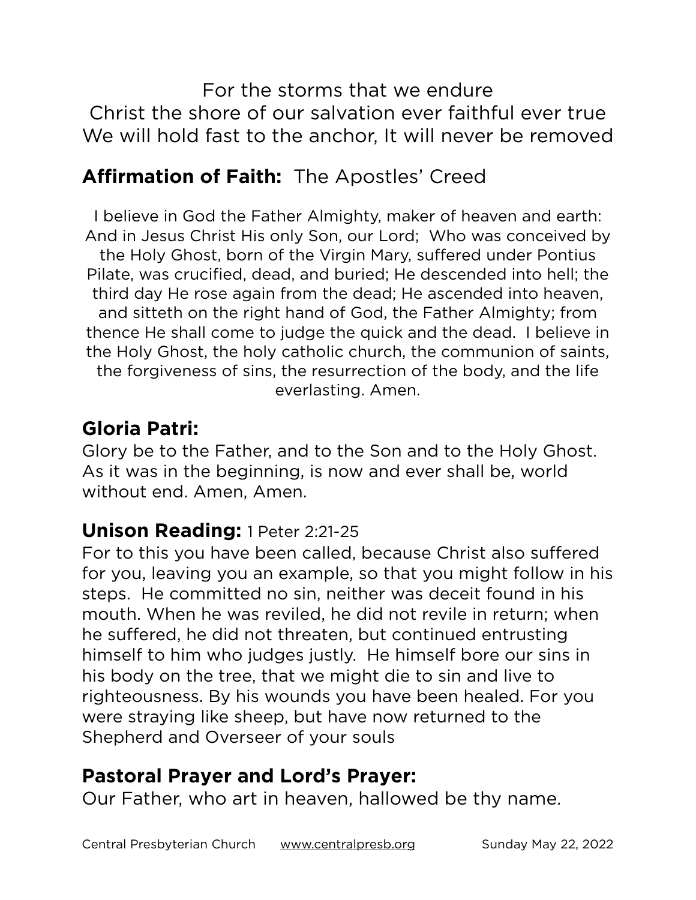For the storms that we endure
Christ the shore of our salvation ever faithful ever true
We will hold fast to the anchor, It will never be removed

## **Affirmation of Faith:** The Apostles' Creed

I believe in God the Father Almighty, maker of heaven and earth: And in Jesus Christ His only Son, our Lord; Who was conceived by the Holy Ghost, born of the Virgin Mary, suffered under Pontius Pilate, was crucified, dead, and buried; He descended into hell; the third day He rose again from the dead; He ascended into heaven, and sitteth on the right hand of God, the Father Almighty; from thence He shall come to judge the quick and the dead. I believe in the Holy Ghost, the holy catholic church, the communion of saints, the forgiveness of sins, the resurrection of the body, and the life everlasting. Amen.

## **Gloria Patri:**

Glory be to the Father, and to the Son and to the Holy Ghost. As it was in the beginning, is now and ever shall be, world without end. Amen, Amen.

## **Unison Reading:** 1 Peter 2:21-25

For to this you have been called, because Christ also suffered for you, leaving you an example, so that you might follow in his steps. He committed no sin, neither was deceit found in his mouth. When he was reviled, he did not revile in return; when he suffered, he did not threaten, but continued entrusting himself to him who judges justly. He himself bore our sins in his body on the tree, that we might die to sin and live to righteousness. By his wounds you have been healed. For you were straying like sheep, but have now returned to the Shepherd and Overseer of your souls

## **Pastoral Prayer and Lord's Prayer:**

Our Father, who art in heaven, hallowed be thy name.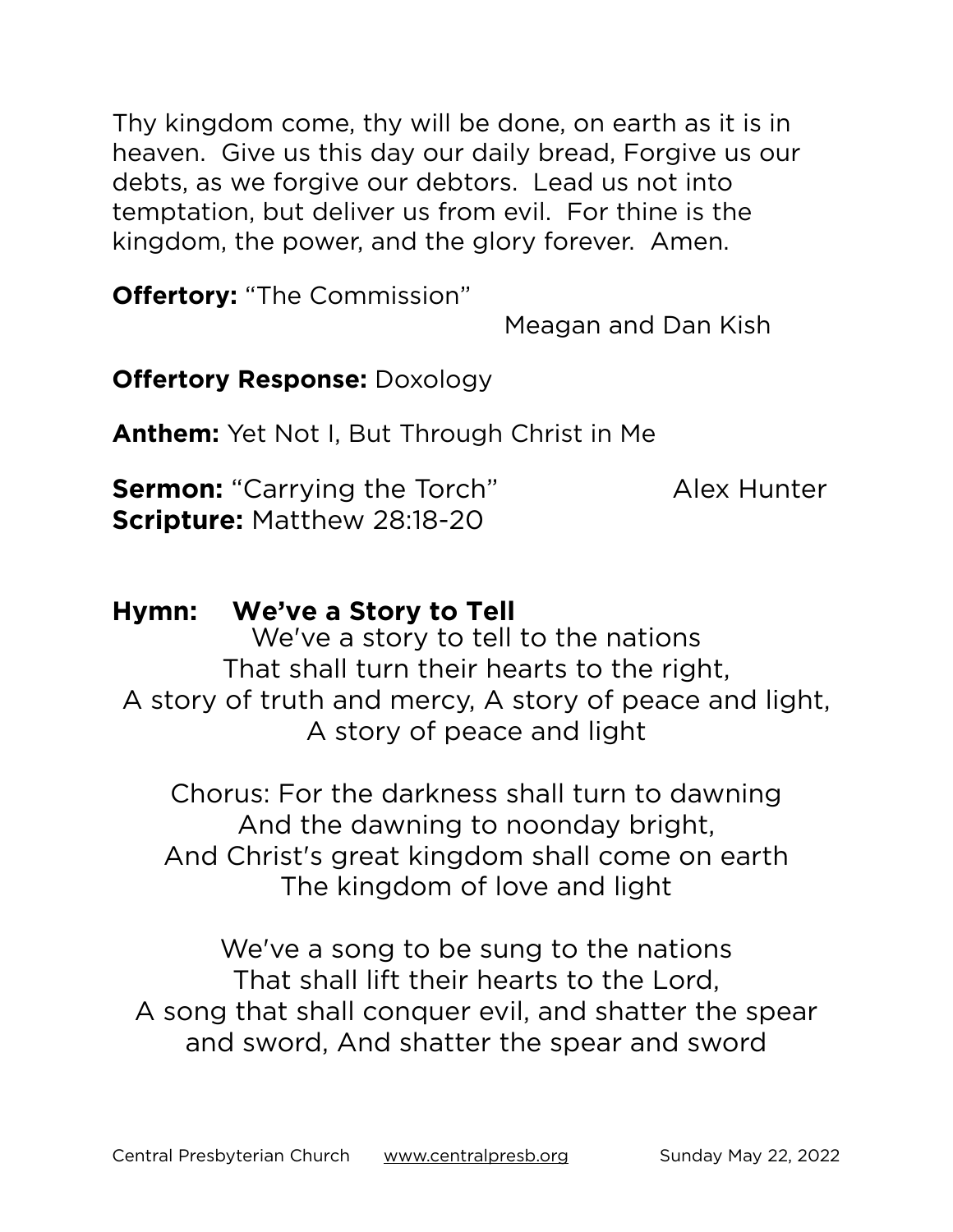Thy kingdom come, thy will be done, on earth as it is in heaven. Give us this day our daily bread, Forgive us our debts, as we forgive our debtors. Lead us not into temptation, but deliver us from evil. For thine is the kingdom, the power, and the glory forever. Amen.

**Offertory:** "The Commission"
Meagan and Dan Kish

**Offertory Response:** Doxology

**Anthem:** Yet Not I, But Through Christ in Me

**Sermon:** "Carrying the Torch" Alex Hunter
**Scripture:** Matthew 28:18-20

**Hymn: We've a Story to Tell**

We've a story to tell to the nations
That shall turn their hearts to the right,
A story of truth and mercy, A story of peace and light,
A story of peace and light

Chorus: For the darkness shall turn to dawning
And the dawning to noonday bright,
And Christ's great kingdom shall come on earth
The kingdom of love and light

We've a song to be sung to the nations
That shall lift their hearts to the Lord,
A song that shall conquer evil, and shatter the spear
and sword, And shatter the spear and sword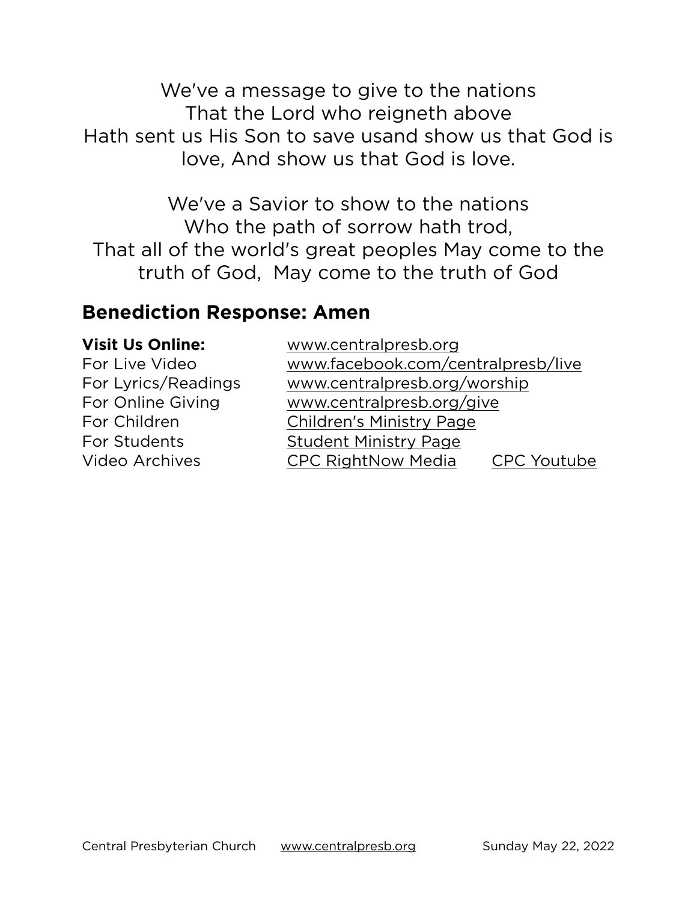We've a message to give to the nations  
That the Lord who reigneth above  
Hath sent us His Son to save usand show us that God is love, And show us that God is love.

We've a Savior to show to the nations  
Who the path of sorrow hath trod,  
That all of the world's great peoples May come to the truth of God, May come to the truth of God

## Benediction Response: Amen

| | | |
|---|---|---|
| **Visit Us Online:** | www.centralpresb.org | |
| For Live Video | www.facebook.com/centralpresb/live | |
| For Lyrics/Readings | www.centralpresb.org/worship | |
| For Online Giving | www.centralpresb.org/give | |
| For Children | Children's Ministry Page | |
| For Students | Student Ministry Page | |
| Video Archives | CPC RightNow Media | CPC Youtube |